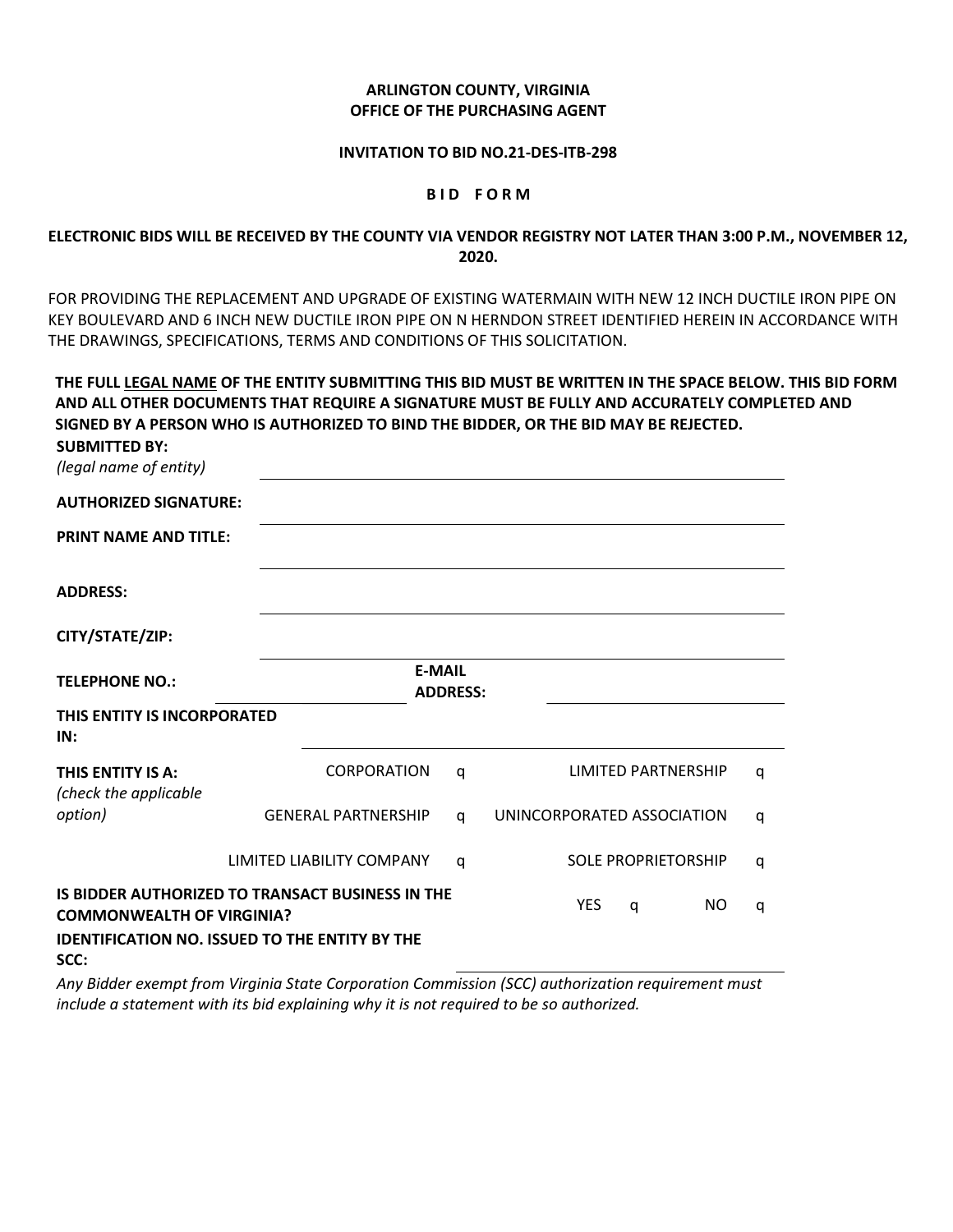**ARLINGTON COUNTY, VIRGINIA**
**OFFICE OF THE PURCHASING AGENT**

**INVITATION TO BID NO.21-DES-ITB-298**

# B I D F O R M

**ELECTRONIC BIDS WILL BE RECEIVED BY THE COUNTY VIA VENDOR REGISTRY NOT LATER THAN 3:00 P.M., NOVEMBER 12, 2020.**

FOR PROVIDING THE REPLACEMENT AND UPGRADE OF EXISTING WATERMAIN WITH NEW 12 INCH DUCTILE IRON PIPE ON KEY BOULEVARD AND 6 INCH NEW DUCTILE IRON PIPE ON N HERNDON STREET IDENTIFIED HEREIN IN ACCORDANCE WITH THE DRAWINGS, SPECIFICATIONS, TERMS AND CONDITIONS OF THIS SOLICITATION.

**THE FULL <u>LEGAL NAME</u> OF THE ENTITY SUBMITTING THIS BID MUST BE WRITTEN IN THE SPACE BELOW. THIS BID FORM AND ALL OTHER DOCUMENTS THAT REQUIRE A SIGNATURE MUST BE FULLY AND ACCURATELY COMPLETED AND SIGNED BY A PERSON WHO IS AUTHORIZED TO BIND THE BIDDER, OR THE BID MAY BE REJECTED.**

**SUBMITTED BY:**
*(legal name of entity)* ______________________________

**AUTHORIZED SIGNATURE:** ______________________________

**PRINT NAME AND TITLE:** ______________________________

**ADDRESS:** ______________________________

**CITY/STATE/ZIP:** ______________________________

**TELEPHONE NO.:** ______________ **E-MAIL ADDRESS:** ______________

**THIS ENTITY IS INCORPORATED IN:** ______________________________

**THIS ENTITY IS A:** *(check the applicable option)*

| | | | |
|---|---|---|---|
| CORPORATION | q | LIMITED PARTNERSHIP | q |
| GENERAL PARTNERSHIP | q | UNINCORPORATED ASSOCIATION | q |
| LIMITED LIABILITY COMPANY | q | SOLE PROPRIETORSHIP | q |

**IS BIDDER AUTHORIZED TO TRANSACT BUSINESS IN THE COMMONWEALTH OF VIRGINIA?** YES q NO q

**IDENTIFICATION NO. ISSUED TO THE ENTITY BY THE SCC:** ______________________________

*Any Bidder exempt from Virginia State Corporation Commission (SCC) authorization requirement must include a statement with its bid explaining why it is not required to be so authorized.*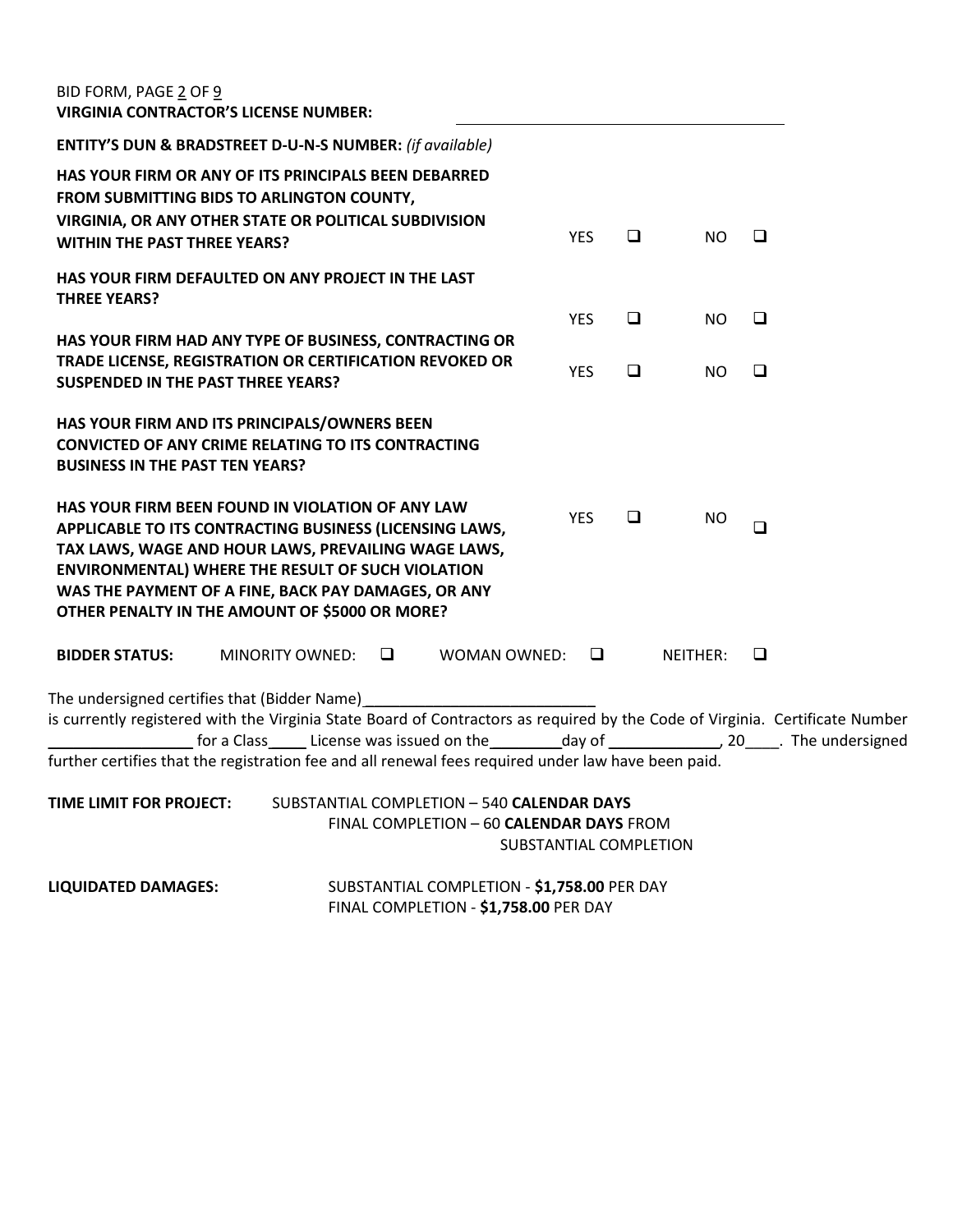BID FORM, PAGE 2 OF 9

**VIRGINIA CONTRACTOR'S LICENSE NUMBER:** ______________________________

**ENTITY'S DUN & BRADSTREET D-U-N-S NUMBER:** *(if available)*

| | | | | |
|---|---|---|---|---|
| **HAS YOUR FIRM OR ANY OF ITS PRINCIPALS BEEN DEBARRED FROM SUBMITTING BIDS TO ARLINGTON COUNTY, VIRGINIA, OR ANY OTHER STATE OR POLITICAL SUBDIVISION WITHIN THE PAST THREE YEARS?** | YES | ❑ | NO | ❑ |
| **HAS YOUR FIRM DEFAULTED ON ANY PROJECT IN THE LAST THREE YEARS?** | YES | ❑ | NO | ❑ |
| **HAS YOUR FIRM HAD ANY TYPE OF BUSINESS, CONTRACTING OR TRADE LICENSE, REGISTRATION OR CERTIFICATION REVOKED OR SUSPENDED IN THE PAST THREE YEARS?** | YES | ❑ | NO | ❑ |
| **HAS YOUR FIRM AND ITS PRINCIPALS/OWNERS BEEN CONVICTED OF ANY CRIME RELATING TO ITS CONTRACTING BUSINESS IN THE PAST TEN YEARS?** | | | | |
| **HAS YOUR FIRM BEEN FOUND IN VIOLATION OF ANY LAW APPLICABLE TO ITS CONTRACTING BUSINESS (LICENSING LAWS, TAX LAWS, WAGE AND HOUR LAWS, PREVAILING WAGE LAWS, ENVIRONMENTAL) WHERE THE RESULT OF SUCH VIOLATION WAS THE PAYMENT OF A FINE, BACK PAY DAMAGES, OR ANY OTHER PENALTY IN THE AMOUNT OF $5000 OR MORE?** | YES | ❑ | NO | ❑ |

**BIDDER STATUS:** MINORITY OWNED: ❑ WOMAN OWNED: ❑ NEITHER: ❑

The undersigned certifies that (Bidder Name)____________________________ is currently registered with the Virginia State Board of Contractors as required by the Code of Virginia. Certificate Number ________________ for a Class_____ License was issued on the________day of _____________, 20____. The undersigned further certifies that the registration fee and all renewal fees required under law have been paid.

**TIME LIMIT FOR PROJECT:** SUBSTANTIAL COMPLETION – 540 **CALENDAR DAYS**
FINAL COMPLETION – 60 **CALENDAR DAYS** FROM SUBSTANTIAL COMPLETION

**LIQUIDATED DAMAGES:** SUBSTANTIAL COMPLETION - **$1,758.00** PER DAY
FINAL COMPLETION - **$1,758.00** PER DAY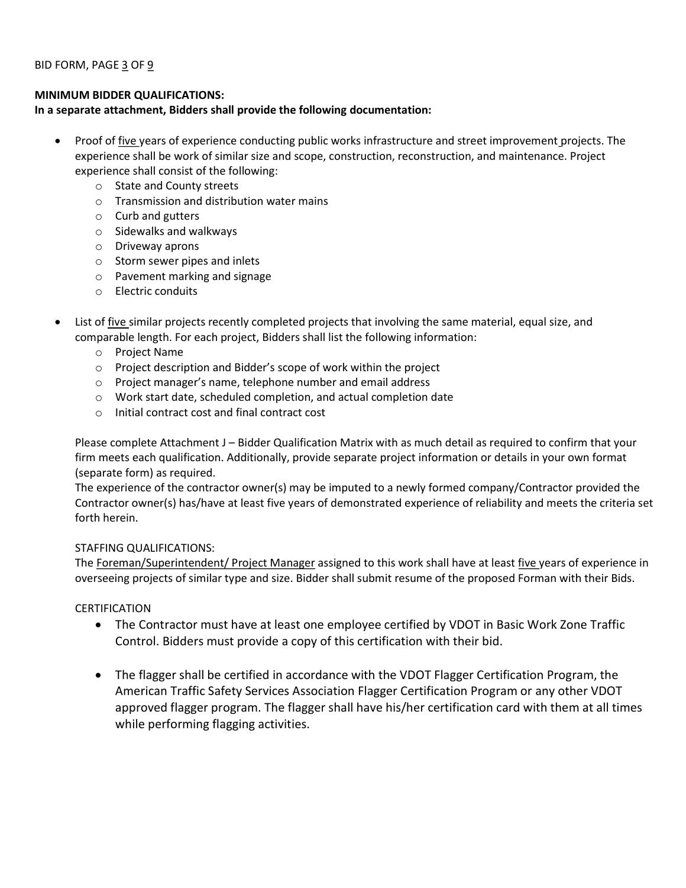## MINIMUM BIDDER QUALIFICATIONS:

**In a separate attachment, Bidders shall provide the following documentation:**

- Proof of five years of experience conducting public works infrastructure and street improvement projects. The experience shall be work of similar size and scope, construction, reconstruction, and maintenance. Project experience shall consist of the following:
  - State and County streets
  - Transmission and distribution water mains
  - Curb and gutters
  - Sidewalks and walkways
  - Driveway aprons
  - Storm sewer pipes and inlets
  - Pavement marking and signage
  - Electric conduits

- List of five similar projects recently completed projects that involving the same material, equal size, and comparable length. For each project, Bidders shall list the following information:
  - Project Name
  - Project description and Bidder's scope of work within the project
  - Project manager's name, telephone number and email address
  - Work start date, scheduled completion, and actual completion date
  - Initial contract cost and final contract cost

  Please complete Attachment J – Bidder Qualification Matrix with as much detail as required to confirm that your firm meets each qualification. Additionally, provide separate project information or details in your own format (separate form) as required.

  The experience of the contractor owner(s) may be imputed to a newly formed company/Contractor provided the Contractor owner(s) has/have at least five years of demonstrated experience of reliability and meets the criteria set forth herein.

  STAFFING QUALIFICATIONS:

  The Foreman/Superintendent/ Project Manager assigned to this work shall have at least five years of experience in overseeing projects of similar type and size. Bidder shall submit resume of the proposed Forman with their Bids.

  CERTIFICATION

  - The Contractor must have at least one employee certified by VDOT in Basic Work Zone Traffic Control. Bidders must provide a copy of this certification with their bid.

  - The flagger shall be certified in accordance with the VDOT Flagger Certification Program, the American Traffic Safety Services Association Flagger Certification Program or any other VDOT approved flagger program. The flagger shall have his/her certification card with them at all times while performing flagging activities.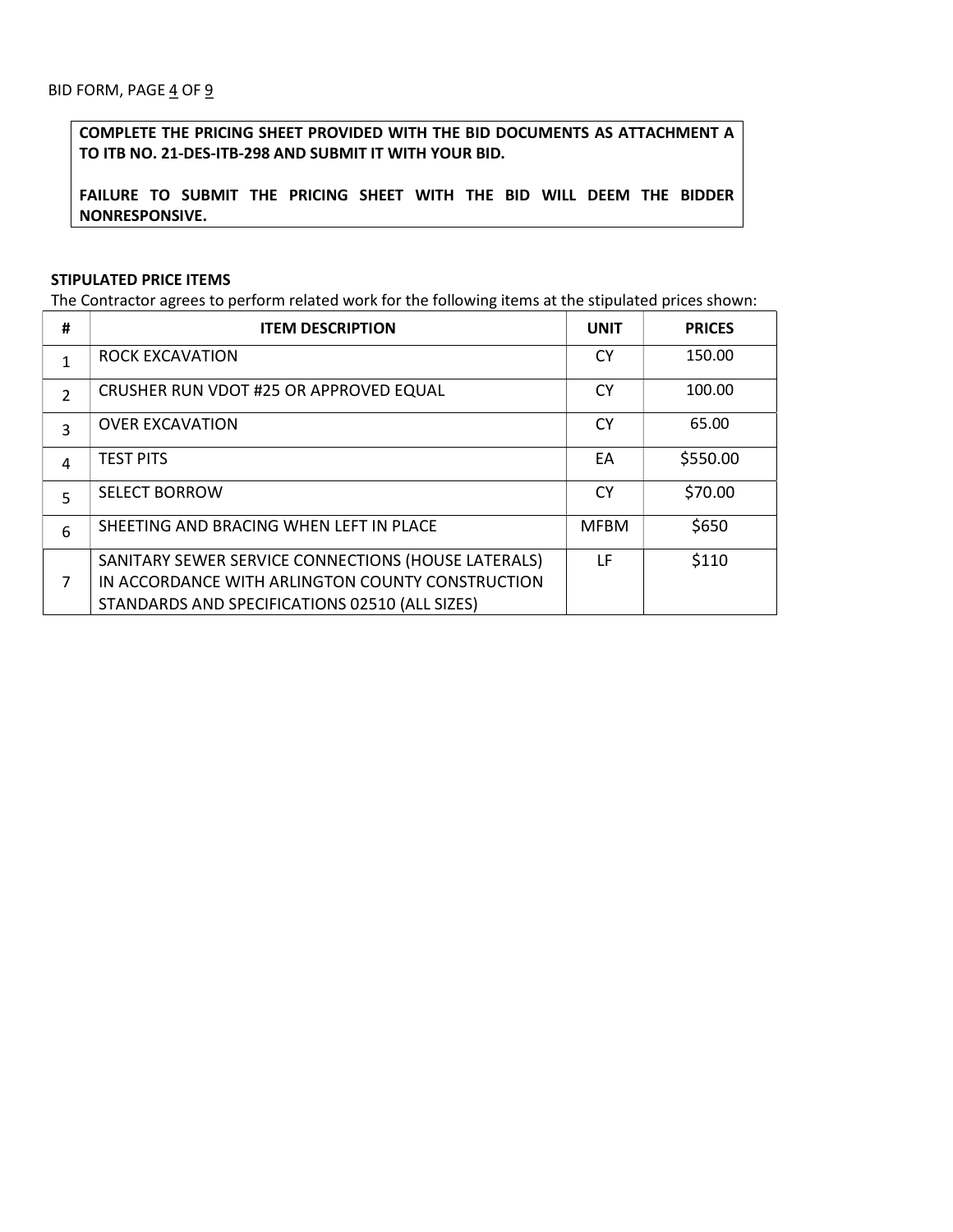**COMPLETE THE PRICING SHEET PROVIDED WITH THE BID DOCUMENTS AS ATTACHMENT A TO ITB NO. 21-DES-ITB-298 AND SUBMIT IT WITH YOUR BID.**

**FAILURE TO SUBMIT THE PRICING SHEET WITH THE BID WILL DEEM THE BIDDER NONRESPONSIVE.**

**STIPULATED PRICE ITEMS**

The Contractor agrees to perform related work for the following items at the stipulated prices shown:

| # | ITEM DESCRIPTION | UNIT | PRICES |
|---|---|---|---|
| 1 | ROCK EXCAVATION | CY | 150.00 |
| 2 | CRUSHER RUN VDOT #25 OR APPROVED EQUAL | CY | 100.00 |
| 3 | OVER EXCAVATION | CY | 65.00 |
| 4 | TEST PITS | EA | $550.00 |
| 5 | SELECT BORROW | CY | $70.00 |
| 6 | SHEETING AND BRACING WHEN LEFT IN PLACE | MFBM | $650 |
| 7 | SANITARY SEWER SERVICE CONNECTIONS (HOUSE LATERALS) IN ACCORDANCE WITH ARLINGTON COUNTY CONSTRUCTION STANDARDS AND SPECIFICATIONS 02510 (ALL SIZES) | LF | $110 |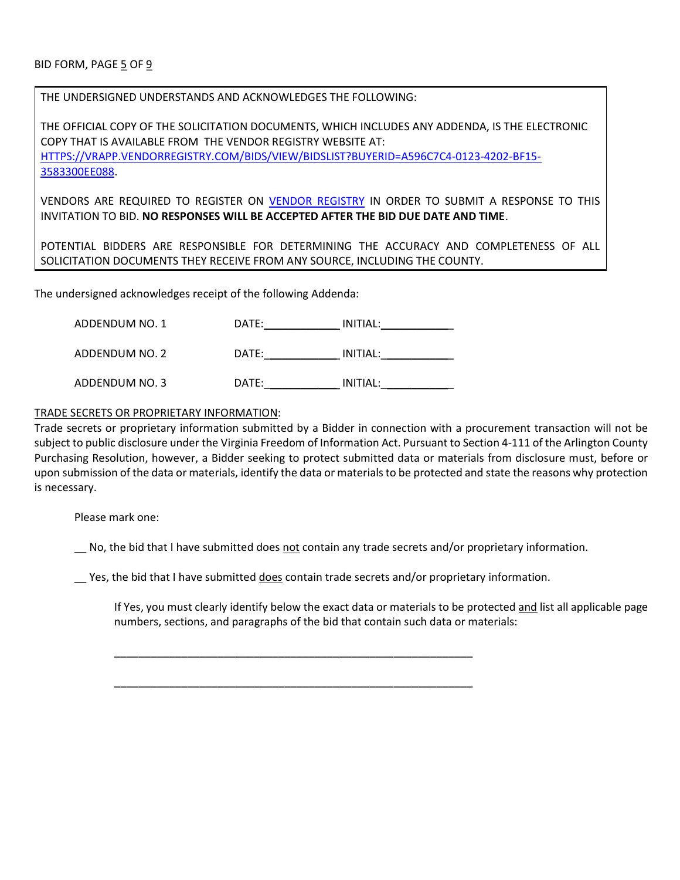BID FORM, PAGE 5 OF 9

THE UNDERSIGNED UNDERSTANDS AND ACKNOWLEDGES THE FOLLOWING:

THE OFFICIAL COPY OF THE SOLICITATION DOCUMENTS, WHICH INCLUDES ANY ADDENDA, IS THE ELECTRONIC COPY THAT IS AVAILABLE FROM THE VENDOR REGISTRY WEBSITE AT: HTTPS://VRAPP.VENDORREGISTRY.COM/BIDS/VIEW/BIDSLIST?BUYERID=A596C7C4-0123-4202-BF15-3583300EE088.

VENDORS ARE REQUIRED TO REGISTER ON VENDOR REGISTRY IN ORDER TO SUBMIT A RESPONSE TO THIS INVITATION TO BID. **NO RESPONSES WILL BE ACCEPTED AFTER THE BID DUE DATE AND TIME**.

POTENTIAL BIDDERS ARE RESPONSIBLE FOR DETERMINING THE ACCURACY AND COMPLETENESS OF ALL SOLICITATION DOCUMENTS THEY RECEIVE FROM ANY SOURCE, INCLUDING THE COUNTY.

The undersigned acknowledges receipt of the following Addenda:

ADDENDUM NO. 1 DATE:____________ INITIAL:____________

ADDENDUM NO. 2 DATE:____________ INITIAL:____________

ADDENDUM NO. 3 DATE:____________ INITIAL:____________

TRADE SECRETS OR PROPRIETARY INFORMATION:

Trade secrets or proprietary information submitted by a Bidder in connection with a procurement transaction will not be subject to public disclosure under the Virginia Freedom of Information Act. Pursuant to Section 4-111 of the Arlington County Purchasing Resolution, however, a Bidder seeking to protect submitted data or materials from disclosure must, before or upon submission of the data or materials, identify the data or materials to be protected and state the reasons why protection is necessary.

Please mark one:

__ No, the bid that I have submitted does not contain any trade secrets and/or proprietary information.

__ Yes, the bid that I have submitted does contain trade secrets and/or proprietary information.

If Yes, you must clearly identify below the exact data or materials to be protected and list all applicable page numbers, sections, and paragraphs of the bid that contain such data or materials:

_____________________________________________________________

_____________________________________________________________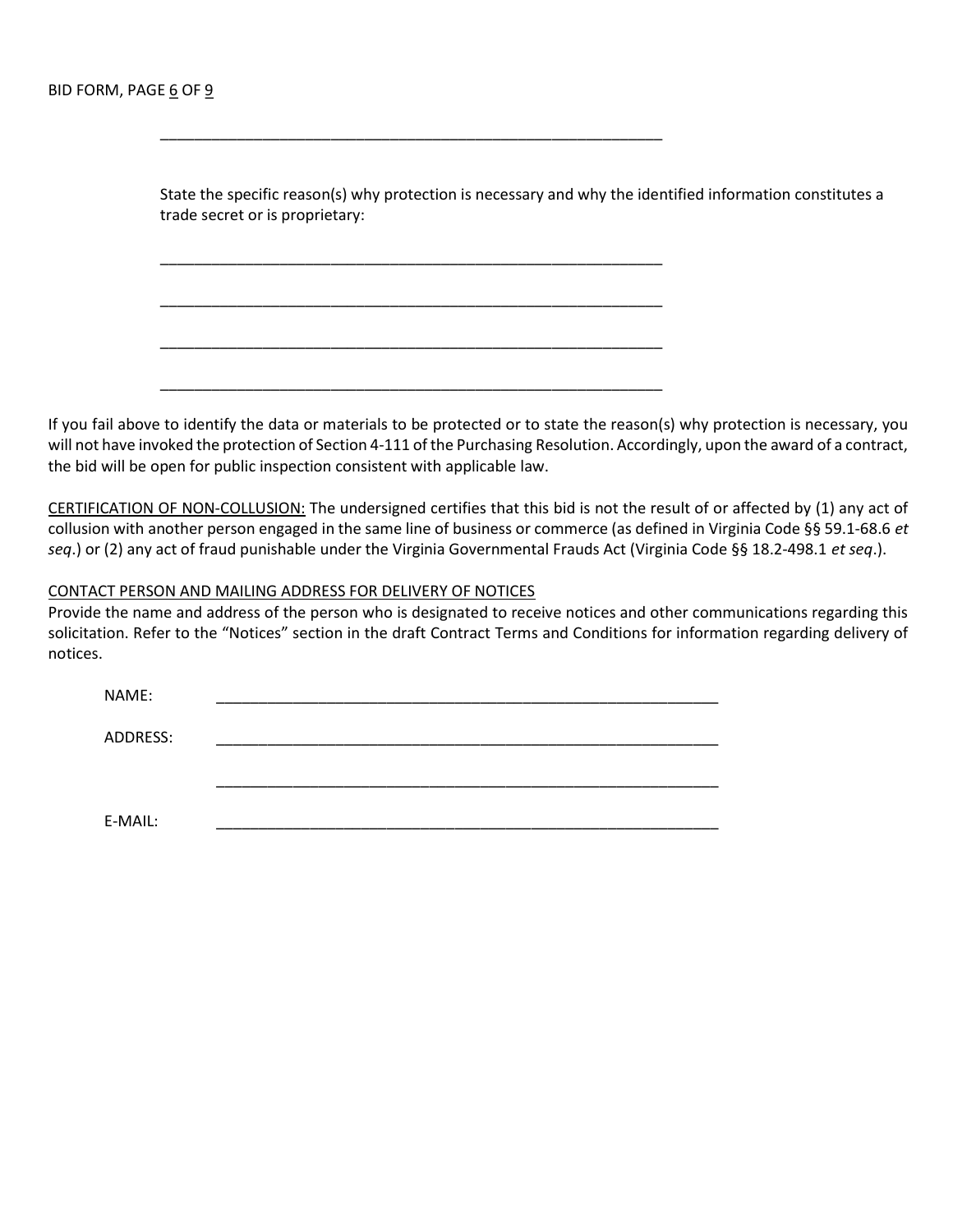\_\_\_\_\_\_\_\_\_\_\_\_\_\_\_\_\_\_\_\_\_\_\_\_\_\_\_\_\_\_\_\_\_\_\_\_\_\_\_\_\_\_\_\_\_\_\_\_\_\_\_\_\_\_\_\_\_\_\_\_

State the specific reason(s) why protection is necessary and why the identified information constitutes a trade secret or is proprietary:

\_\_\_\_\_\_\_\_\_\_\_\_\_\_\_\_\_\_\_\_\_\_\_\_\_\_\_\_\_\_\_\_\_\_\_\_\_\_\_\_\_\_\_\_\_\_\_\_\_\_\_\_\_\_\_\_\_\_\_\_

\_\_\_\_\_\_\_\_\_\_\_\_\_\_\_\_\_\_\_\_\_\_\_\_\_\_\_\_\_\_\_\_\_\_\_\_\_\_\_\_\_\_\_\_\_\_\_\_\_\_\_\_\_\_\_\_\_\_\_\_

\_\_\_\_\_\_\_\_\_\_\_\_\_\_\_\_\_\_\_\_\_\_\_\_\_\_\_\_\_\_\_\_\_\_\_\_\_\_\_\_\_\_\_\_\_\_\_\_\_\_\_\_\_\_\_\_\_\_\_\_

\_\_\_\_\_\_\_\_\_\_\_\_\_\_\_\_\_\_\_\_\_\_\_\_\_\_\_\_\_\_\_\_\_\_\_\_\_\_\_\_\_\_\_\_\_\_\_\_\_\_\_\_\_\_\_\_\_\_\_\_

If you fail above to identify the data or materials to be protected or to state the reason(s) why protection is necessary, you will not have invoked the protection of Section 4-111 of the Purchasing Resolution. Accordingly, upon the award of a contract, the bid will be open for public inspection consistent with applicable law.

<u>CERTIFICATION OF NON-COLLUSION:</u> The undersigned certifies that this bid is not the result of or affected by (1) any act of collusion with another person engaged in the same line of business or commerce (as defined in Virginia Code §§ 59.1-68.6 *et seq*.) or (2) any act of fraud punishable under the Virginia Governmental Frauds Act (Virginia Code §§ 18.2-498.1 *et seq*.).

<u>CONTACT PERSON AND MAILING ADDRESS FOR DELIVERY OF NOTICES</u>

Provide the name and address of the person who is designated to receive notices and other communications regarding this solicitation. Refer to the "Notices" section in the draft Contract Terms and Conditions for information regarding delivery of notices.

NAME: \_\_\_\_\_\_\_\_\_\_\_\_\_\_\_\_\_\_\_\_\_\_\_\_\_\_\_\_\_\_\_\_\_\_\_\_\_\_\_\_\_\_\_\_\_\_\_\_\_\_\_\_\_\_\_\_\_\_\_\_

ADDRESS: \_\_\_\_\_\_\_\_\_\_\_\_\_\_\_\_\_\_\_\_\_\_\_\_\_\_\_\_\_\_\_\_\_\_\_\_\_\_\_\_\_\_\_\_\_\_\_\_\_\_\_\_\_\_\_\_\_\_\_\_

\_\_\_\_\_\_\_\_\_\_\_\_\_\_\_\_\_\_\_\_\_\_\_\_\_\_\_\_\_\_\_\_\_\_\_\_\_\_\_\_\_\_\_\_\_\_\_\_\_\_\_\_\_\_\_\_\_\_\_\_

E-MAIL: \_\_\_\_\_\_\_\_\_\_\_\_\_\_\_\_\_\_\_\_\_\_\_\_\_\_\_\_\_\_\_\_\_\_\_\_\_\_\_\_\_\_\_\_\_\_\_\_\_\_\_\_\_\_\_\_\_\_\_\_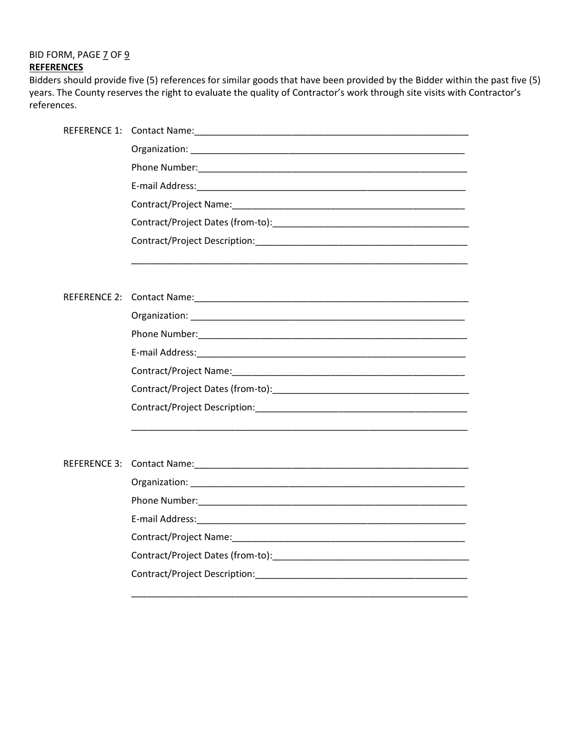BID FORM, PAGE 7 OF 9

**REFERENCES**

Bidders should provide five (5) references for similar goods that have been provided by the Bidder within the past five (5) years. The County reserves the right to evaluate the quality of Contractor's work through site visits with Contractor's references.

REFERENCE 1: Contact Name:_______________________________________________

Organization: _______________________________________________

Phone Number:_______________________________________________

E-mail Address:_______________________________________________

Contract/Project Name:_______________________________________

Contract/Project Dates (from-to):________________________________

Contract/Project Description:___________________________________

_______________________________________________________________

REFERENCE 2: Contact Name:_______________________________________________

Organization: _______________________________________________

Phone Number:_______________________________________________

E-mail Address:_______________________________________________

Contract/Project Name:_______________________________________

Contract/Project Dates (from-to):________________________________

Contract/Project Description:___________________________________

_______________________________________________________________

REFERENCE 3: Contact Name:_______________________________________________

Organization: _______________________________________________

Phone Number:_______________________________________________

E-mail Address:_______________________________________________

Contract/Project Name:_______________________________________

Contract/Project Dates (from-to):________________________________

Contract/Project Description:___________________________________

_______________________________________________________________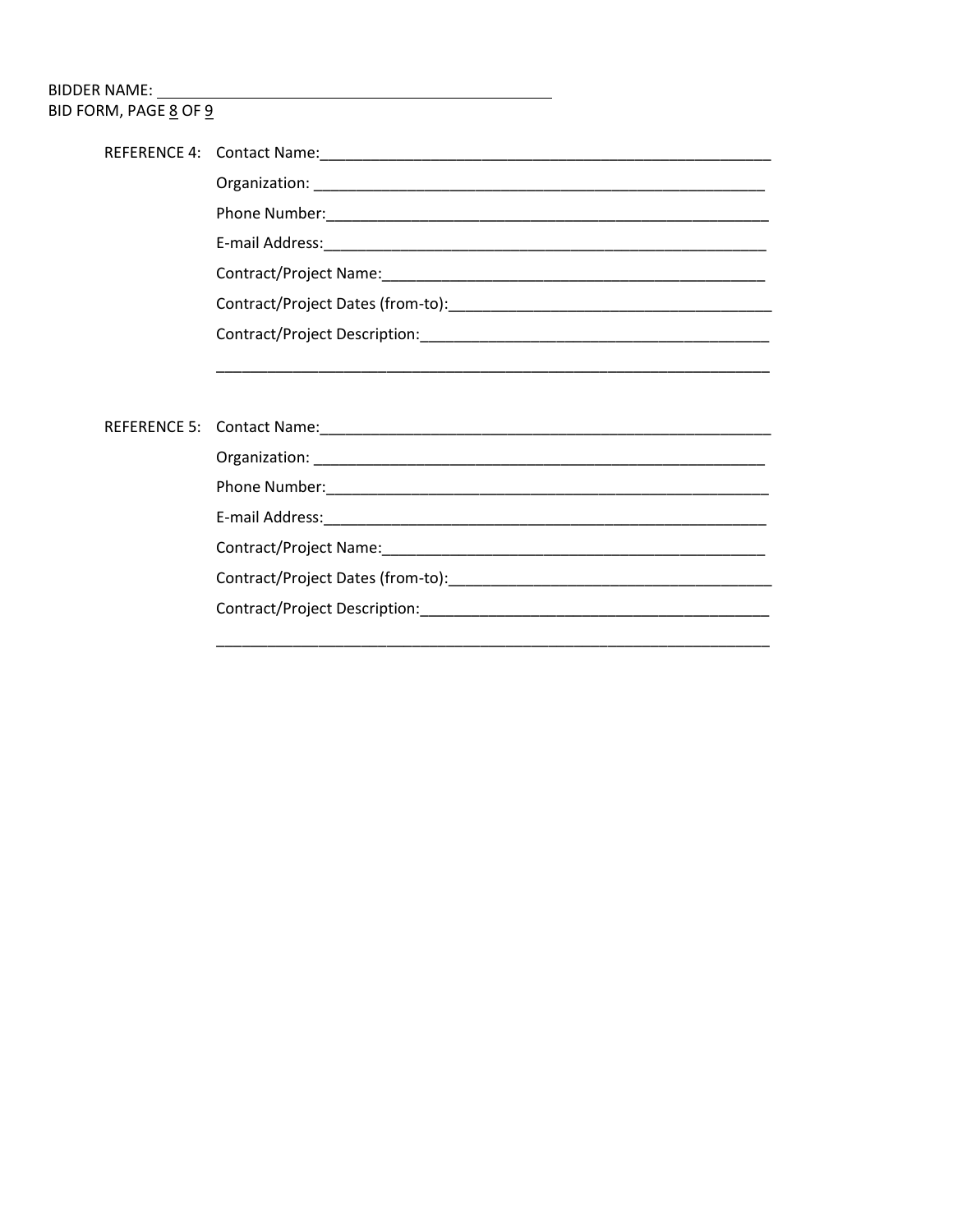BIDDER NAME: ______________________________________________
BID FORM, PAGE 8 OF 9

REFERENCE 4: Contact Name:_______________________________________________________

Organization: _______________________________________________________

Phone Number:_______________________________________________________

E-mail Address:_______________________________________________________

Contract/Project Name:_____________________________________________

Contract/Project Dates (from-to):_____________________________________

Contract/Project Description:_________________________________________

_________________________________________________________________

REFERENCE 5: Contact Name:_______________________________________________________

Organization: _______________________________________________________

Phone Number:_______________________________________________________

E-mail Address:_______________________________________________________

Contract/Project Name:_____________________________________________

Contract/Project Dates (from-to):_____________________________________

Contract/Project Description:_________________________________________

_________________________________________________________________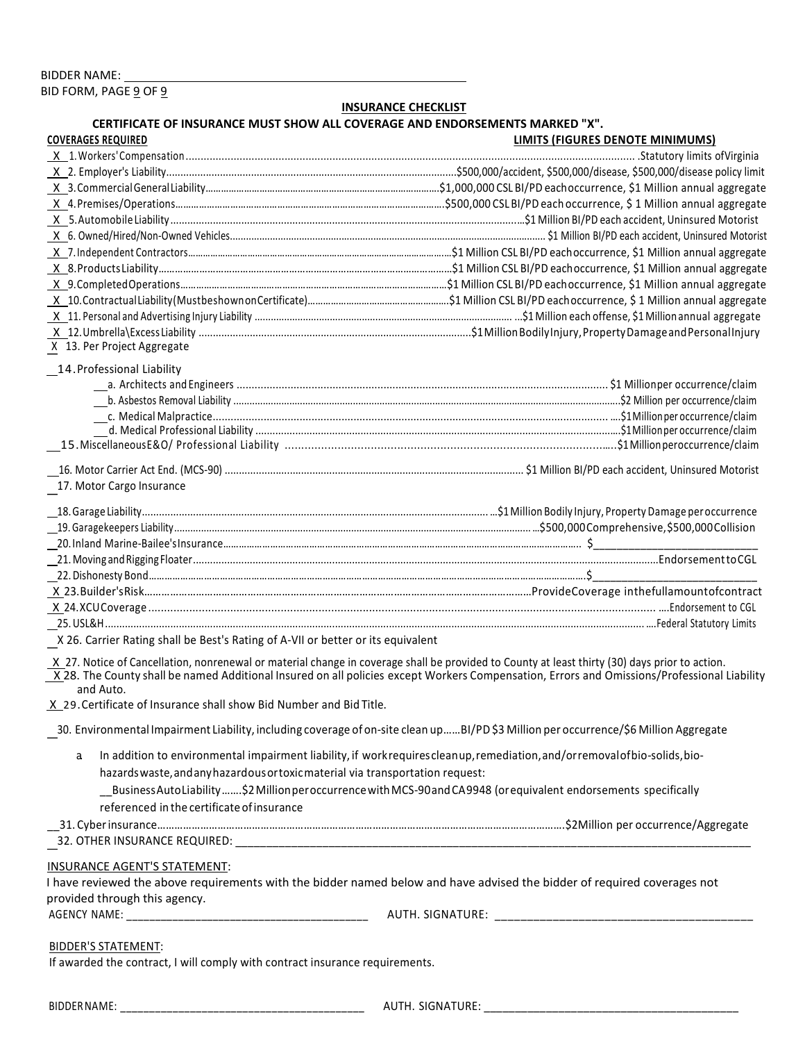BIDDER NAME: ______________________________________________

BID FORM, PAGE 9 OF 9

## INSURANCE CHECKLIST

### CERTIFICATE OF INSURANCE MUST SHOW ALL COVERAGE AND ENDORSEMENTS MARKED "X".

**COVERAGES REQUIRED** — **LIMITS (FIGURES DENOTE MINIMUMS)**

_X_ 1. Workers' Compensation .................................................. Statutory limits of Virginia

_X_ 2. Employer's Liability .................................................. $500,000/accident, $500,000/disease, $500,000/disease policy limit

_X_ 3. Commercial General Liability .................................................. $1,000,000 CSL BI/PD each occurrence, $1 Million annual aggregate

_X_ 4. Premises/Operations .................................................. $500,000 CSL BI/PD each occurrence, $ 1 Million annual aggregate

_X_ 5. Automobile Liability .................................................. $1 Million BI/PD each accident, Uninsured Motorist

_X_ 6. Owned/Hired/Non-Owned Vehicles .................................................. $1 Million BI/PD each accident, Uninsured Motorist

_X_ 7. Independent Contractors .................................................. $1 Million CSL BI/PD each occurrence, $1 Million annual aggregate

_X_ 8. Products Liability .................................................. $1 Million CSL BI/PD each occurrence, $1 Million annual aggregate

_X_ 9. Completed Operations .................................................. $1 Million CSL BI/PD each occurrence, $1 Million annual aggregate

_X_ 10. Contractual Liability (Must be shown on Certificate) .................................................. $1 Million CSL BI/PD each occurrence, $ 1 Million annual aggregate

_X_ 11. Personal and Advertising Injury Liability .................................................. $1 Million each offense, $1 Million annual aggregate

_X_ 12. Umbrella\Excess Liability .................................................. $1 Million Bodily Injury, Property Damage and Personal Injury

_X_ 13. Per Project Aggregate

__ 14. Professional Liability

- __ a. Architects and Engineers .................................................. $1 Million per occurrence/claim
- __ b. Asbestos Removal Liability .................................................. $2 Million per occurrence/claim
- __ c. Medical Malpractice .................................................. $1 Million per occurrence/claim
- __ d. Medical Professional Liability .................................................. $1 Million per occurrence/claim

__ 15. Miscellaneous E&O/ Professional Liability .................................................. $1 Million per occurrence/claim

__ 16. Motor Carrier Act End. (MCS-90) .................................................. $1 Million BI/PD each accident, Uninsured Motorist

__ 17. Motor Cargo Insurance

__ 18. Garage Liability .................................................. $1 Million Bodily Injury, Property Damage per occurrence

__ 19. Garagekeepers Liability .................................................. $500,000 Comprehensive, $500,000 Collision

__ 20. Inland Marine-Bailee's Insurance .................................................. $__________________________

__ 21. Moving and Rigging Floater .................................................. Endorsement to CGL

__ 22. Dishonesty Bond .................................................. $__________________________

_X_ 23. Builder's Risk .................................................. Provide Coverage in the full amount of contract

_X_ 24. XCU Coverage .................................................. Endorsement to CGL

__ 25. USL&H .................................................. Federal Statutory Limits

_X_ 26. Carrier Rating shall be Best's Rating of A-VII or better or its equivalent

_X_ 27. Notice of Cancellation, nonrenewal or material change in coverage shall be provided to County at least thirty (30) days prior to action.

_X_ 28. The County shall be named Additional Insured on all policies except Workers Compensation, Errors and Omissions/Professional Liability and Auto.

_X_ 29. Certificate of Insurance shall show Bid Number and Bid Title.

__ 30. Environmental Impairment Liability, including coverage of on-site clean up......BI/PD $3 Million per occurrence/$6 Million Aggregate

a. In addition to environmental impairment liability, if work requires cleanup, remediation, and/or removal of bio-solids, bio-hazards waste, and any hazardous or toxic material via transportation request:

__ Business Auto Liability .......$2 Million per occurrence with MCS-90 and CA9948 (or equivalent endorsements specifically referenced in the certificate of insurance

__ 31. Cyber insurance .................................................. $2 Million per occurrence/Aggregate

__ 32. OTHER INSURANCE REQUIRED: ______________________________________________

INSURANCE AGENT'S STATEMENT:

I have reviewed the above requirements with the bidder named below and have advised the bidder of required coverages not provided through this agency.

AGENCY NAME: ______________________________ AUTH. SIGNATURE: ______________________________

BIDDER'S STATEMENT:

If awarded the contract, I will comply with contract insurance requirements.

BIDDER NAME: ______________________________ AUTH. SIGNATURE: ______________________________